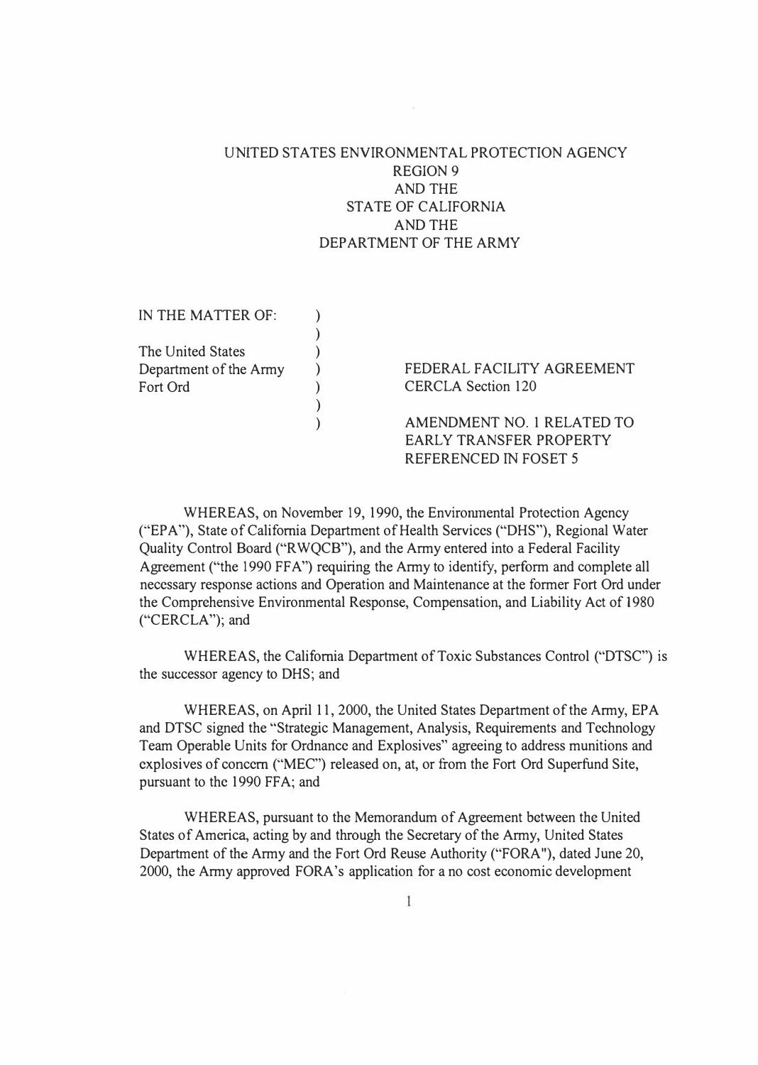UNITED STATES ENVIRONMENTAL PROTECTION AGENCY
REGION 9
AND THE
STATE OF CALIFORNIA
AND THE
DEPARTMENT OF THE ARMY

| IN THE MATTER OF: | ) | |
|---|---|---|
| | ) | |
| The United States | ) | |
| Department of the Army | ) | FEDERAL FACILITY AGREEMENT |
| Fort Ord | ) | CERCLA Section 120 |
| | ) | |
| | ) | AMENDMENT NO. 1 RELATED TO EARLY TRANSFER PROPERTY REFERENCED IN FOSET 5 |

WHEREAS, on November 19, 1990, the Environmental Protection Agency ("EPA"), State of California Department of Health Services ("DHS"), Regional Water Quality Control Board ("RWQCB"), and the Army entered into a Federal Facility Agreement ("the 1990 FFA") requiring the Army to identify, perform and complete all necessary response actions and Operation and Maintenance at the former Fort Ord under the Comprehensive Environmental Response, Compensation, and Liability Act of 1980 ("CERCLA"); and

WHEREAS, the California Department of Toxic Substances Control ("DTSC") is the successor agency to DHS; and

WHEREAS, on April 11, 2000, the United States Department of the Army, EPA and DTSC signed the "Strategic Management, Analysis, Requirements and Technology Team Operable Units for Ordnance and Explosives" agreeing to address munitions and explosives of concern ("MEC") released on, at, or from the Fort Ord Superfund Site, pursuant to the 1990 FFA; and

WHEREAS, pursuant to the Memorandum of Agreement between the United States of America, acting by and through the Secretary of the Army, United States Department of the Army and the Fort Ord Reuse Authority ("FORA"), dated June 20, 2000, the Army approved FORA's application for a no cost economic development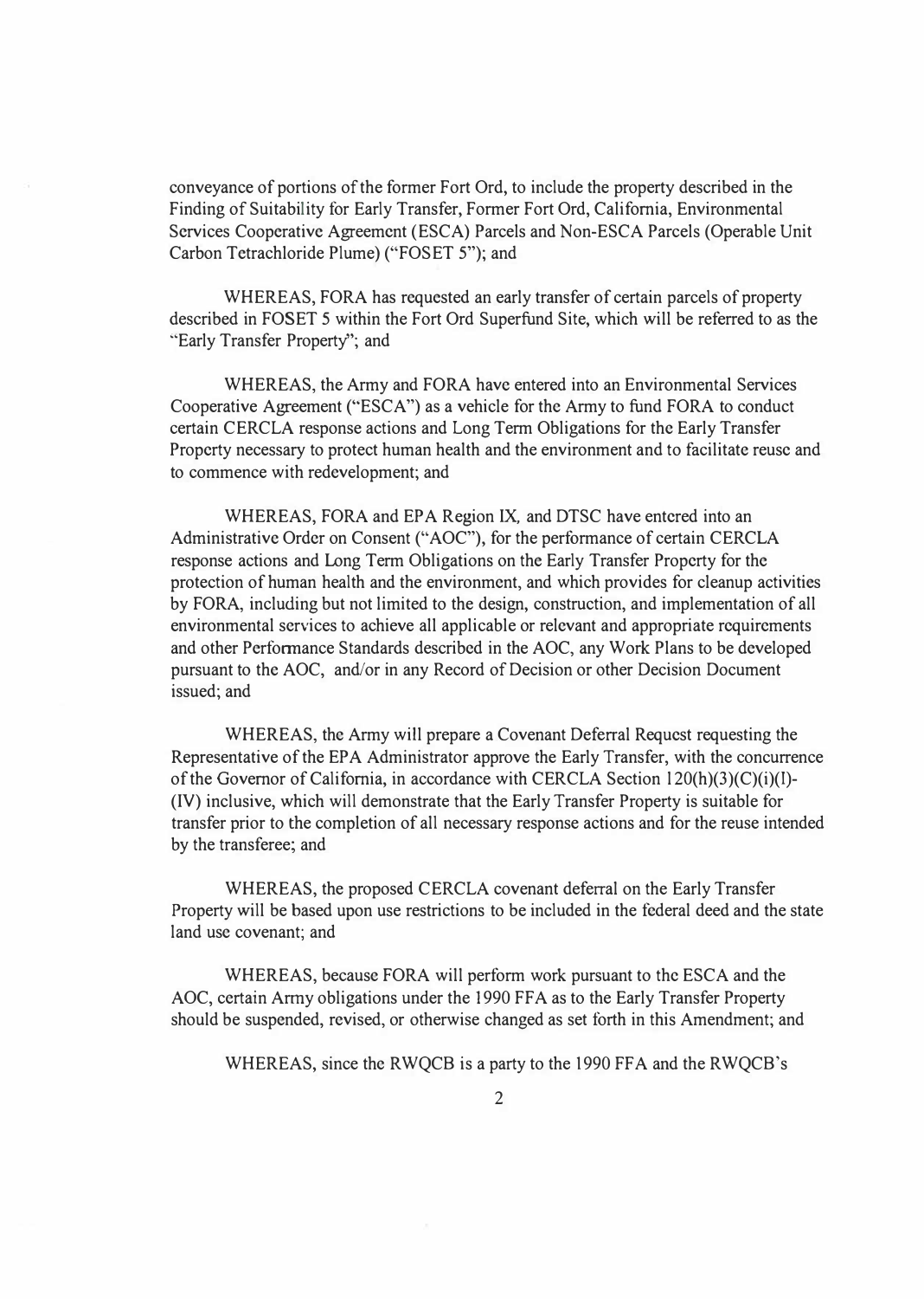conveyance of portions of the former Fort Ord, to include the property described in the Finding of Suitability for Early Transfer, Former Fort Ord, California, Environmental Services Cooperative Agreement (ESCA) Parcels and Non-ESCA Parcels (Operable Unit Carbon Tetrachloride Plume) ("FOSET 5"); and

WHEREAS, FORA has requested an early transfer of certain parcels of property described in FOSET 5 within the Fort Ord Superfund Site, which will be referred to as the "Early Transfer Property"; and

WHEREAS, the Army and FORA have entered into an Environmental Services Cooperative Agreement ("ESCA") as a vehicle for the Army to fund FORA to conduct certain CERCLA response actions and Long Term Obligations for the Early Transfer Property necessary to protect human health and the environment and to facilitate reuse and to commence with redevelopment; and

WHEREAS, FORA and EPA Region IX, and DTSC have entered into an Administrative Order on Consent ("AOC"), for the performance of certain CERCLA response actions and Long Term Obligations on the Early Transfer Property for the protection of human health and the environment, and which provides for cleanup activities by FORA, including but not limited to the design, construction, and implementation of all environmental services to achieve all applicable or relevant and appropriate requirements and other Performance Standards described in the AOC, any Work Plans to be developed pursuant to the AOC, and/or in any Record of Decision or other Decision Document issued; and

WHEREAS, the Army will prepare a Covenant Deferral Request requesting the Representative of the EPA Administrator approve the Early Transfer, with the concurrence of the Governor of California, in accordance with CERCLA Section 120(h)(3)(C)(i)(I)-(IV) inclusive, which will demonstrate that the Early Transfer Property is suitable for transfer prior to the completion of all necessary response actions and for the reuse intended by the transferee; and

WHEREAS, the proposed CERCLA covenant deferral on the Early Transfer Property will be based upon use restrictions to be included in the federal deed and the state land use covenant; and

WHEREAS, because FORA will perform work pursuant to the ESCA and the AOC, certain Army obligations under the 1990 FFA as to the Early Transfer Property should be suspended, revised, or otherwise changed as set forth in this Amendment; and

WHEREAS, since the RWQCB is a party to the 1990 FFA and the RWQCB's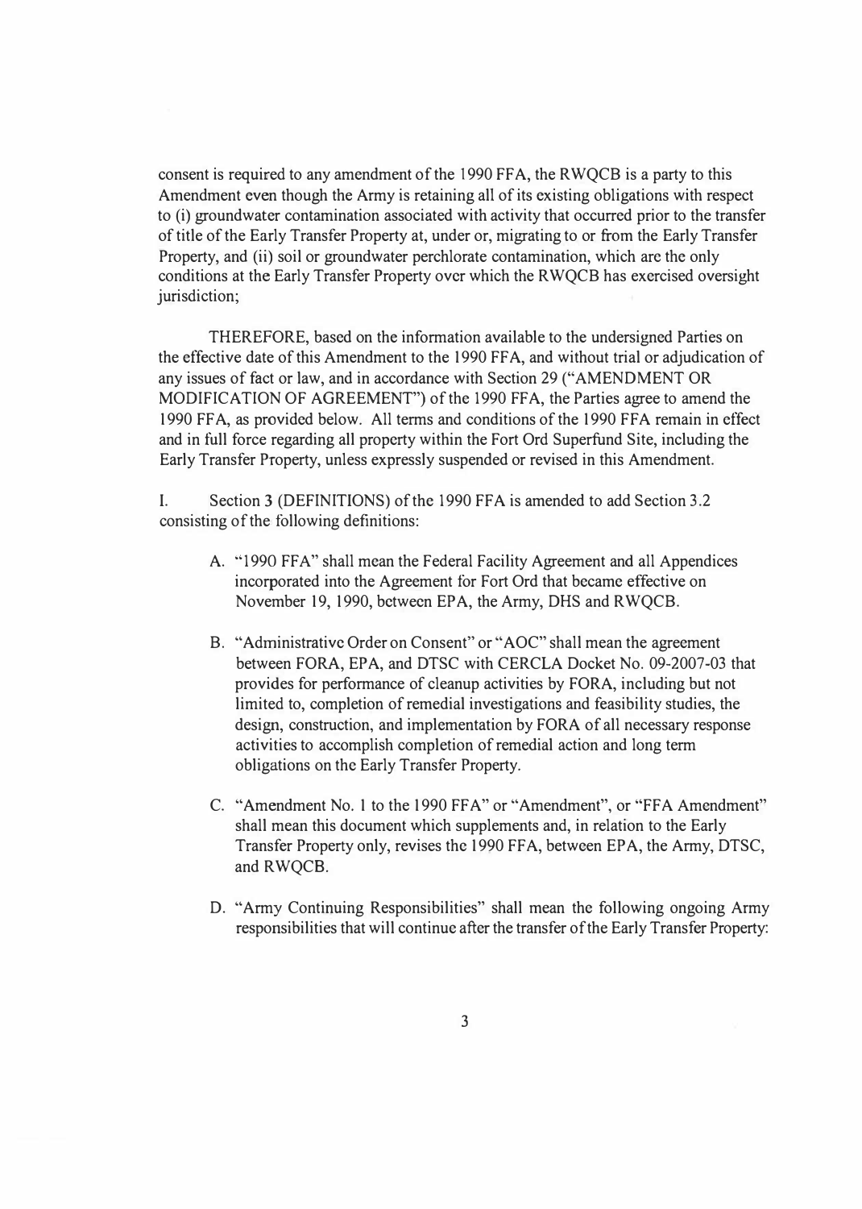consent is required to any amendment of the 1990 FFA, the RWQCB is a party to this Amendment even though the Army is retaining all of its existing obligations with respect to (i) groundwater contamination associated with activity that occurred prior to the transfer of title of the Early Transfer Property at, under or, migrating to or from the Early Transfer Property, and (ii) soil or groundwater perchlorate contamination, which are the only conditions at the Early Transfer Property over which the RWQCB has exercised oversight jurisdiction;

THEREFORE, based on the information available to the undersigned Parties on the effective date of this Amendment to the 1990 FFA, and without trial or adjudication of any issues of fact or law, and in accordance with Section 29 ("AMENDMENT OR MODIFICATION OF AGREEMENT") of the 1990 FFA, the Parties agree to amend the 1990 FFA, as provided below. All terms and conditions of the 1990 FFA remain in effect and in full force regarding all property within the Fort Ord Superfund Site, including the Early Transfer Property, unless expressly suspended or revised in this Amendment.

I. Section 3 (DEFINITIONS) of the 1990 FFA is amended to add Section 3.2 consisting of the following definitions:

A. "1990 FFA" shall mean the Federal Facility Agreement and all Appendices incorporated into the Agreement for Fort Ord that became effective on November 19, 1990, between EPA, the Army, DHS and RWQCB.

B. "Administrative Order on Consent" or "AOC" shall mean the agreement between FORA, EPA, and DTSC with CERCLA Docket No. 09-2007-03 that provides for performance of cleanup activities by FORA, including but not limited to, completion of remedial investigations and feasibility studies, the design, construction, and implementation by FORA of all necessary response activities to accomplish completion of remedial action and long term obligations on the Early Transfer Property.

C. "Amendment No. 1 to the 1990 FFA" or "Amendment", or "FFA Amendment" shall mean this document which supplements and, in relation to the Early Transfer Property only, revises the 1990 FFA, between EPA, the Army, DTSC, and RWQCB.

D. "Army Continuing Responsibilities" shall mean the following ongoing Army responsibilities that will continue after the transfer of the Early Transfer Property: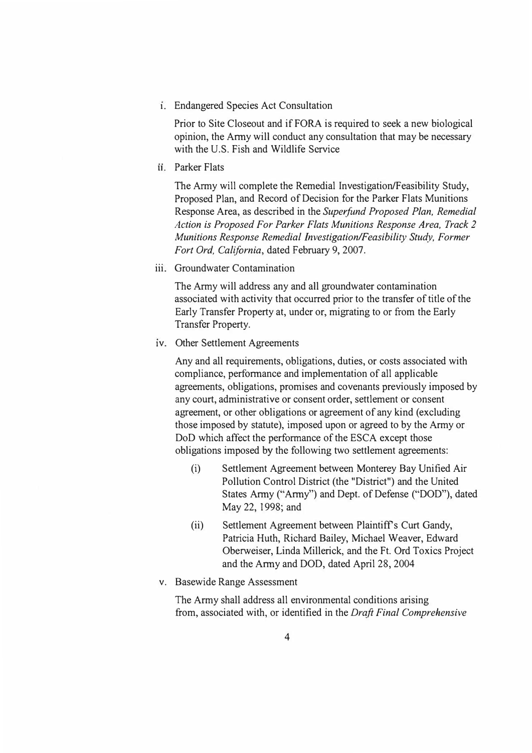i. Endangered Species Act Consultation

   Prior to Site Closeout and if FORA is required to seek a new biological opinion, the Army will conduct any consultation that may be necessary with the U.S. Fish and Wildlife Service

ii. Parker Flats

   The Army will complete the Remedial Investigation/Feasibility Study, Proposed Plan, and Record of Decision for the Parker Flats Munitions Response Area, as described in the *Superfund Proposed Plan, Remedial Action is Proposed For Parker Flats Munitions Response Area, Track 2 Munitions Response Remedial Investigation/Feasibility Study, Former Fort Ord, California*, dated February 9, 2007.

iii. Groundwater Contamination

   The Army will address any and all groundwater contamination associated with activity that occurred prior to the transfer of title of the Early Transfer Property at, under or, migrating to or from the Early Transfer Property.

iv. Other Settlement Agreements

   Any and all requirements, obligations, duties, or costs associated with compliance, performance and implementation of all applicable agreements, obligations, promises and covenants previously imposed by any court, administrative or consent order, settlement or consent agreement, or other obligations or agreement of any kind (excluding those imposed by statute), imposed upon or agreed to by the Army or DoD which affect the performance of the ESCA except those obligations imposed by the following two settlement agreements:

   (i) Settlement Agreement between Monterey Bay Unified Air Pollution Control District (the "District") and the United States Army ("Army") and Dept. of Defense ("DOD"), dated May 22, 1998; and

   (ii) Settlement Agreement between Plaintiff's Curt Gandy, Patricia Huth, Richard Bailey, Michael Weaver, Edward Oberweiser, Linda Millerick, and the Ft. Ord Toxics Project and the Army and DOD, dated April 28, 2004

v. Basewide Range Assessment

   The Army shall address all environmental conditions arising from, associated with, or identified in the *Draft Final Comprehensive*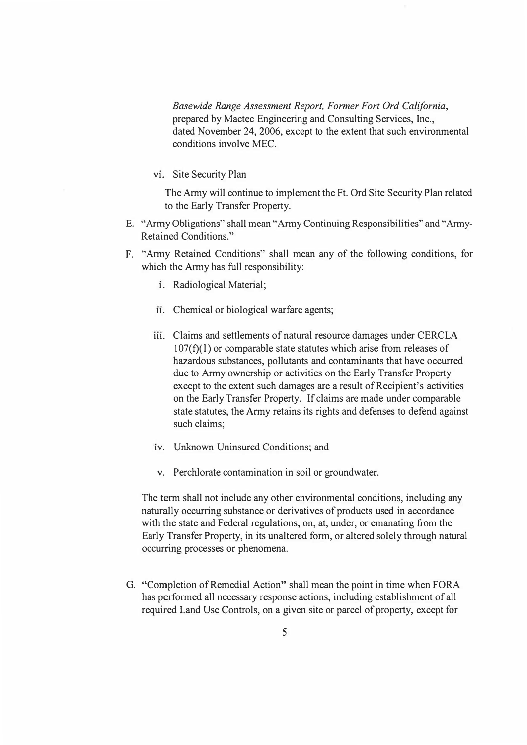*Basewide Range Assessment Report, Former Fort Ord California*, prepared by Mactec Engineering and Consulting Services, Inc., dated November 24, 2006, except to the extent that such environmental conditions involve MEC.

vi. Site Security Plan

The Army will continue to implement the Ft. Ord Site Security Plan related to the Early Transfer Property.

E. "Army Obligations" shall mean "Army Continuing Responsibilities" and "Army-Retained Conditions."

F. "Army Retained Conditions" shall mean any of the following conditions, for which the Army has full responsibility:

i. Radiological Material;

ii. Chemical or biological warfare agents;

iii. Claims and settlements of natural resource damages under CERCLA 107(f)(1) or comparable state statutes which arise from releases of hazardous substances, pollutants and contaminants that have occurred due to Army ownership or activities on the Early Transfer Property except to the extent such damages are a result of Recipient's activities on the Early Transfer Property. If claims are made under comparable state statutes, the Army retains its rights and defenses to defend against such claims;

iv. Unknown Uninsured Conditions; and

v. Perchlorate contamination in soil or groundwater.

The term shall not include any other environmental conditions, including any naturally occurring substance or derivatives of products used in accordance with the state and Federal regulations, on, at, under, or emanating from the Early Transfer Property, in its unaltered form, or altered solely through natural occurring processes or phenomena.

G. **"Completion of Remedial Action"** shall mean the point in time when FORA has performed all necessary response actions, including establishment of all required Land Use Controls, on a given site or parcel of property, except for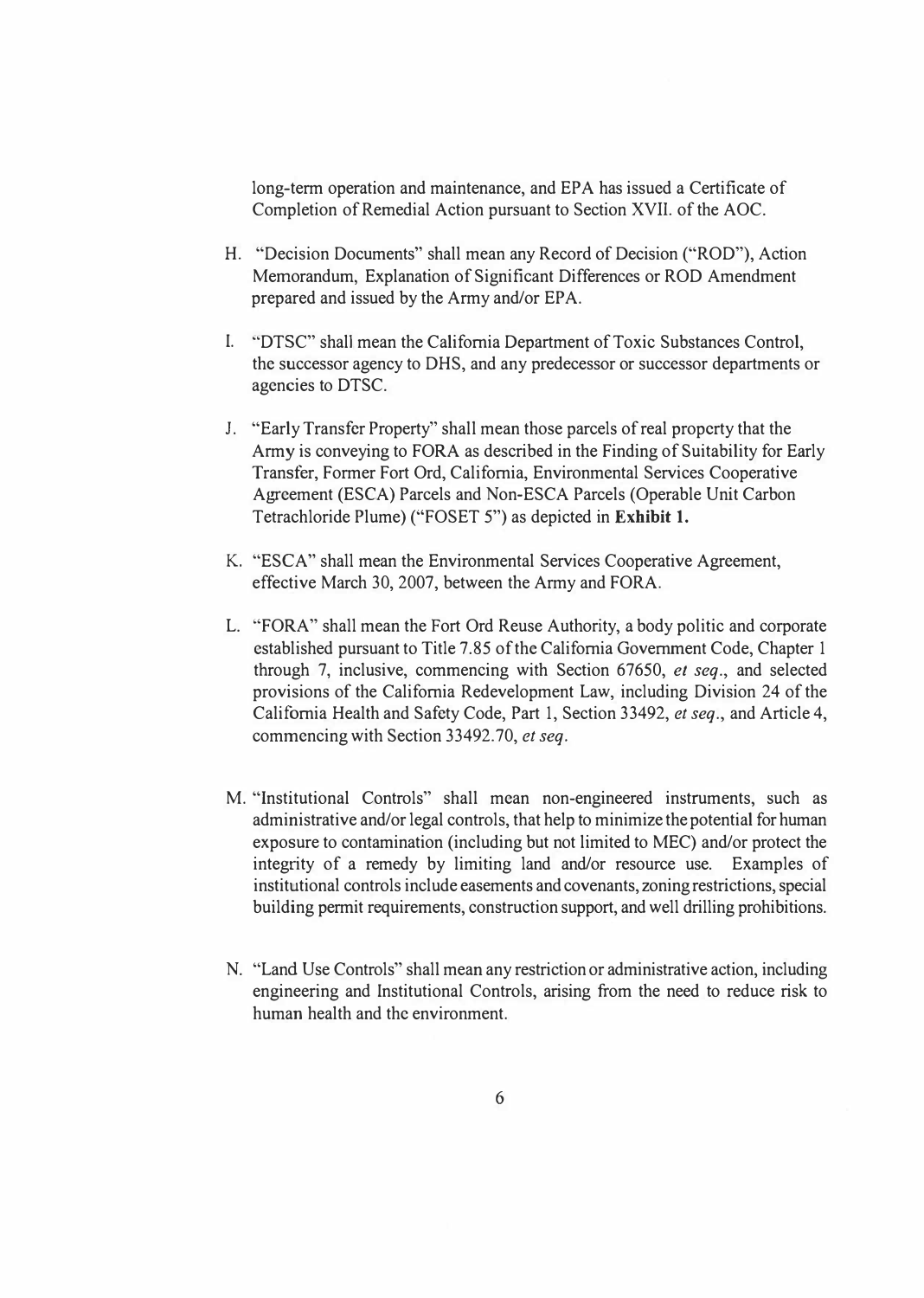long-term operation and maintenance, and EPA has issued a Certificate of Completion of Remedial Action pursuant to Section XVII. of the AOC.

H. "Decision Documents" shall mean any Record of Decision ("ROD"), Action Memorandum, Explanation of Significant Differences or ROD Amendment prepared and issued by the Army and/or EPA.

I. "DTSC" shall mean the California Department of Toxic Substances Control, the successor agency to DHS, and any predecessor or successor departments or agencies to DTSC.

J. "Early Transfer Property" shall mean those parcels of real property that the Army is conveying to FORA as described in the Finding of Suitability for Early Transfer, Former Fort Ord, California, Environmental Services Cooperative Agreement (ESCA) Parcels and Non-ESCA Parcels (Operable Unit Carbon Tetrachloride Plume) ("FOSET 5") as depicted in **Exhibit 1.**

K. "ESCA" shall mean the Environmental Services Cooperative Agreement, effective March 30, 2007, between the Army and FORA.

L. "FORA" shall mean the Fort Ord Reuse Authority, a body politic and corporate established pursuant to Title 7.85 of the California Government Code, Chapter 1 through 7, inclusive, commencing with Section 67650, *et seq*., and selected provisions of the California Redevelopment Law, including Division 24 of the California Health and Safety Code, Part 1, Section 33492, *et seq*., and Article 4, commencing with Section 33492.70, *et seq*.

M. "Institutional Controls" shall mean non-engineered instruments, such as administrative and/or legal controls, that help to minimize the potential for human exposure to contamination (including but not limited to MEC) and/or protect the integrity of a remedy by limiting land and/or resource use. Examples of institutional controls include easements and covenants, zoning restrictions, special building permit requirements, construction support, and well drilling prohibitions.

N. "Land Use Controls" shall mean any restriction or administrative action, including engineering and Institutional Controls, arising from the need to reduce risk to human health and the environment.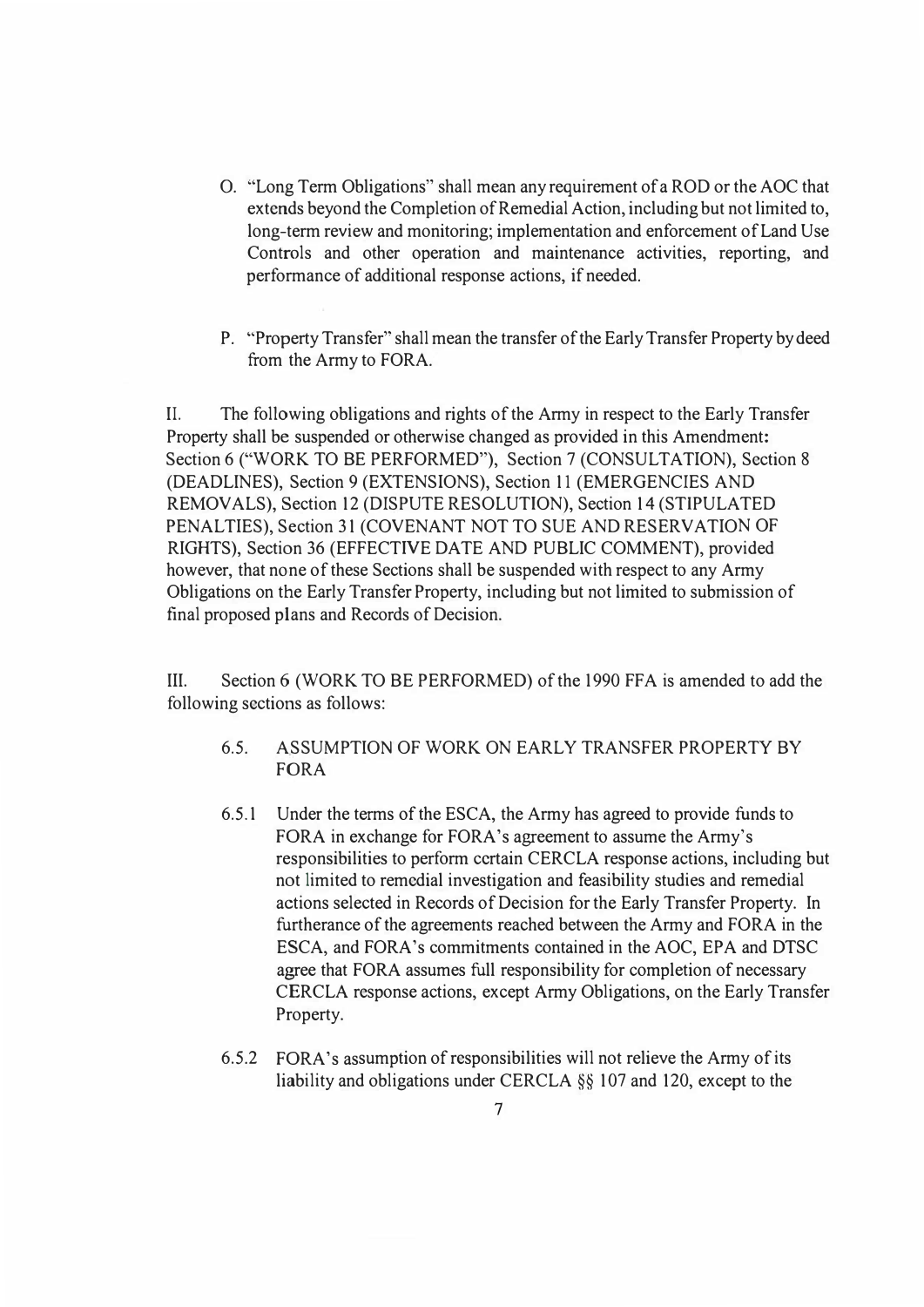O. "Long Term Obligations" shall mean any requirement of a ROD or the AOC that extends beyond the Completion of Remedial Action, including but not limited to, long-term review and monitoring; implementation and enforcement of Land Use Controls and other operation and maintenance activities, reporting, and performance of additional response actions, if needed.

P. "Property Transfer" shall mean the transfer of the Early Transfer Property by deed from the Army to FORA.

II. The following obligations and rights of the Army in respect to the Early Transfer Property shall be suspended or otherwise changed as provided in this Amendment: Section 6 ("WORK TO BE PERFORMED"), Section 7 (CONSULTATION), Section 8 (DEADLINES), Section 9 (EXTENSIONS), Section 11 (EMERGENCIES AND REMOVALS), Section 12 (DISPUTE RESOLUTION), Section 14 (STIPULATED PENALTIES), Section 31 (COVENANT NOT TO SUE AND RESERVATION OF RIGHTS), Section 36 (EFFECTIVE DATE AND PUBLIC COMMENT), provided however, that none of these Sections shall be suspended with respect to any Army Obligations on the Early Transfer Property, including but not limited to submission of final proposed plans and Records of Decision.

III. Section 6 (WORK TO BE PERFORMED) of the 1990 FFA is amended to add the following sections as follows:

6.5. ASSUMPTION OF WORK ON EARLY TRANSFER PROPERTY BY FORA

6.5.1 Under the terms of the ESCA, the Army has agreed to provide funds to FORA in exchange for FORA's agreement to assume the Army's responsibilities to perform certain CERCLA response actions, including but not limited to remedial investigation and feasibility studies and remedial actions selected in Records of Decision for the Early Transfer Property. In furtherance of the agreements reached between the Army and FORA in the ESCA, and FORA's commitments contained in the AOC, EPA and DTSC agree that FORA assumes full responsibility for completion of necessary CERCLA response actions, except Army Obligations, on the Early Transfer Property.

6.5.2 FORA's assumption of responsibilities will not relieve the Army of its liability and obligations under CERCLA §§ 107 and 120, except to the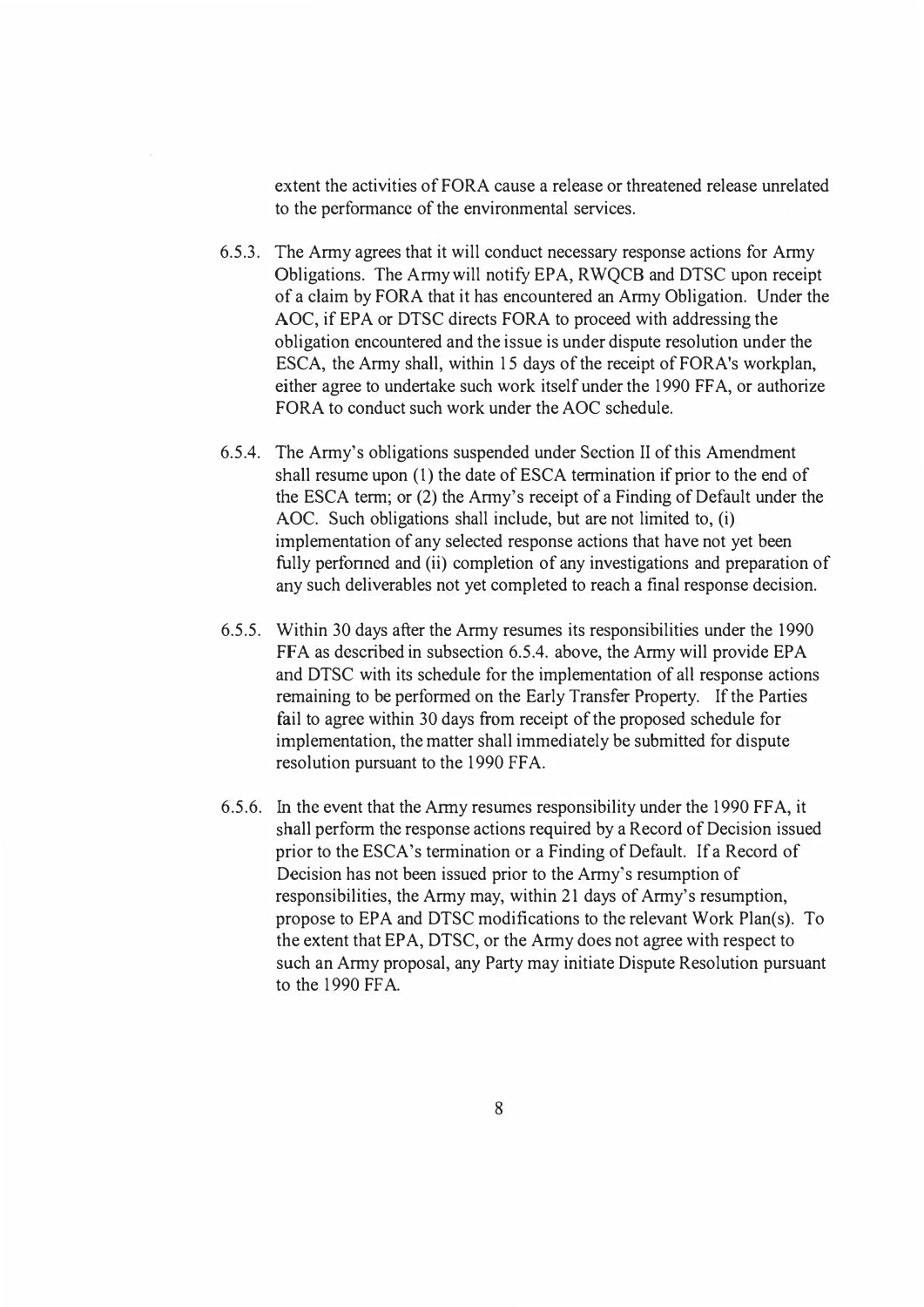extent the activities of FORA cause a release or threatened release unrelated to the performance of the environmental services.

6.5.3. The Army agrees that it will conduct necessary response actions for Army Obligations. The Army will notify EPA, RWQCB and DTSC upon receipt of a claim by FORA that it has encountered an Army Obligation. Under the AOC, if EPA or DTSC directs FORA to proceed with addressing the obligation encountered and the issue is under dispute resolution under the ESCA, the Army shall, within 15 days of the receipt of FORA's workplan, either agree to undertake such work itself under the 1990 FFA, or authorize FORA to conduct such work under the AOC schedule.

6.5.4. The Army's obligations suspended under Section II of this Amendment shall resume upon (1) the date of ESCA termination if prior to the end of the ESCA term; or (2) the Army's receipt of a Finding of Default under the AOC. Such obligations shall include, but are not limited to, (i) implementation of any selected response actions that have not yet been fully performed and (ii) completion of any investigations and preparation of any such deliverables not yet completed to reach a final response decision.

6.5.5. Within 30 days after the Army resumes its responsibilities under the 1990 FFA as described in subsection 6.5.4. above, the Army will provide EPA and DTSC with its schedule for the implementation of all response actions remaining to be performed on the Early Transfer Property. If the Parties fail to agree within 30 days from receipt of the proposed schedule for implementation, the matter shall immediately be submitted for dispute resolution pursuant to the 1990 FFA.

6.5.6. In the event that the Army resumes responsibility under the 1990 FFA, it shall perform the response actions required by a Record of Decision issued prior to the ESCA's termination or a Finding of Default. If a Record of Decision has not been issued prior to the Army's resumption of responsibilities, the Army may, within 21 days of Army's resumption, propose to EPA and DTSC modifications to the relevant Work Plan(s). To the extent that EPA, DTSC, or the Army does not agree with respect to such an Army proposal, any Party may initiate Dispute Resolution pursuant to the 1990 FFA.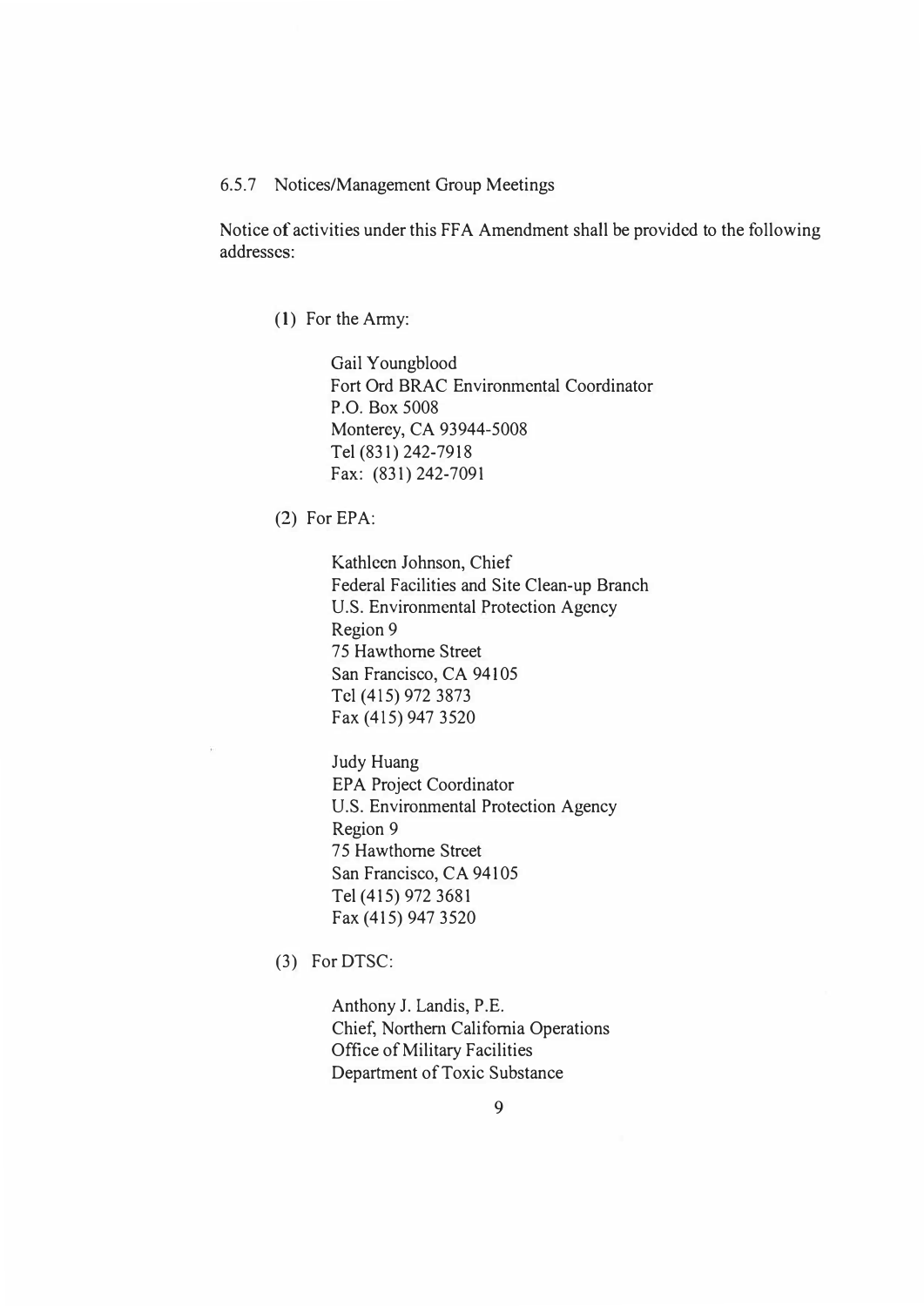6.5.7 Notices/Management Group Meetings

Notice of activities under this FFA Amendment shall be provided to the following addresses:

(1) For the Army:

Gail Youngblood  
Fort Ord BRAC Environmental Coordinator  
P.O. Box 5008  
Monterey, CA 93944-5008  
Tel (831) 242-7918  
Fax: (831) 242-7091

(2) For EPA:

Kathleen Johnson, Chief  
Federal Facilities and Site Clean-up Branch  
U.S. Environmental Protection Agency  
Region 9  
75 Hawthorne Street  
San Francisco, CA 94105  
Tel (415) 972 3873  
Fax (415) 947 3520

Judy Huang  
EPA Project Coordinator  
U.S. Environmental Protection Agency  
Region 9  
75 Hawthorne Street  
San Francisco, CA 94105  
Tel (415) 972 3681  
Fax (415) 947 3520

(3) For DTSC:

Anthony J. Landis, P.E.  
Chief, Northern California Operations  
Office of Military Facilities  
Department of Toxic Substance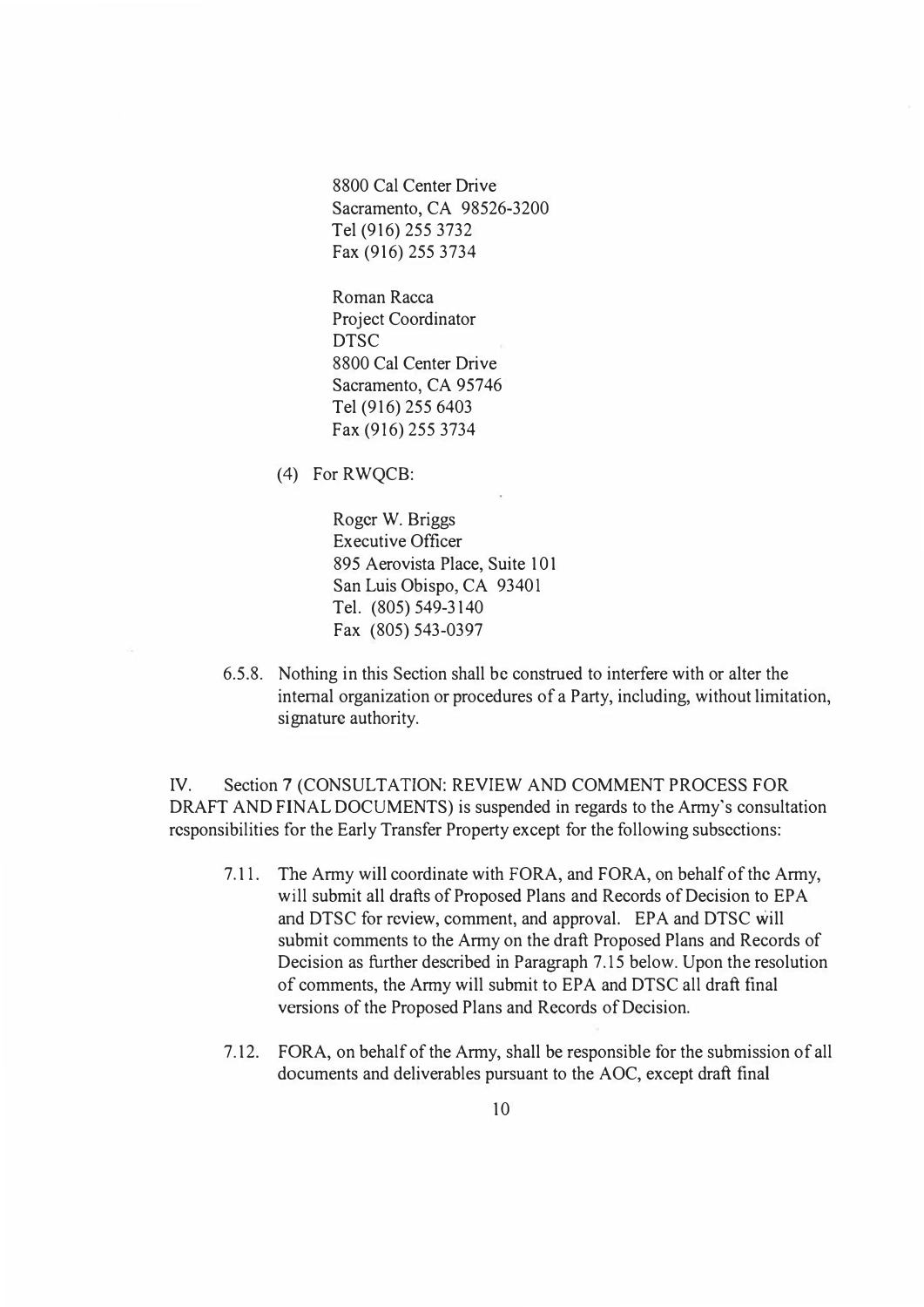8800 Cal Center Drive
Sacramento, CA 98526-3200
Tel (916) 255 3732
Fax (916) 255 3734

Roman Racca
Project Coordinator
DTSC
8800 Cal Center Drive
Sacramento, CA 95746
Tel (916) 255 6403
Fax (916) 255 3734

(4) For RWQCB:

Roger W. Briggs
Executive Officer
895 Aerovista Place, Suite 101
San Luis Obispo, CA 93401
Tel. (805) 549-3140
Fax (805) 543-0397

6.5.8. Nothing in this Section shall be construed to interfere with or alter the internal organization or procedures of a Party, including, without limitation, signature authority.

IV. Section 7 (CONSULTATION: REVIEW AND COMMENT PROCESS FOR DRAFT AND FINAL DOCUMENTS) is suspended in regards to the Army's consultation responsibilities for the Early Transfer Property except for the following subsections:

7.11. The Army will coordinate with FORA, and FORA, on behalf of the Army, will submit all drafts of Proposed Plans and Records of Decision to EPA and DTSC for review, comment, and approval. EPA and DTSC will submit comments to the Army on the draft Proposed Plans and Records of Decision as further described in Paragraph 7.15 below. Upon the resolution of comments, the Army will submit to EPA and DTSC all draft final versions of the Proposed Plans and Records of Decision.

7.12. FORA, on behalf of the Army, shall be responsible for the submission of all documents and deliverables pursuant to the AOC, except draft final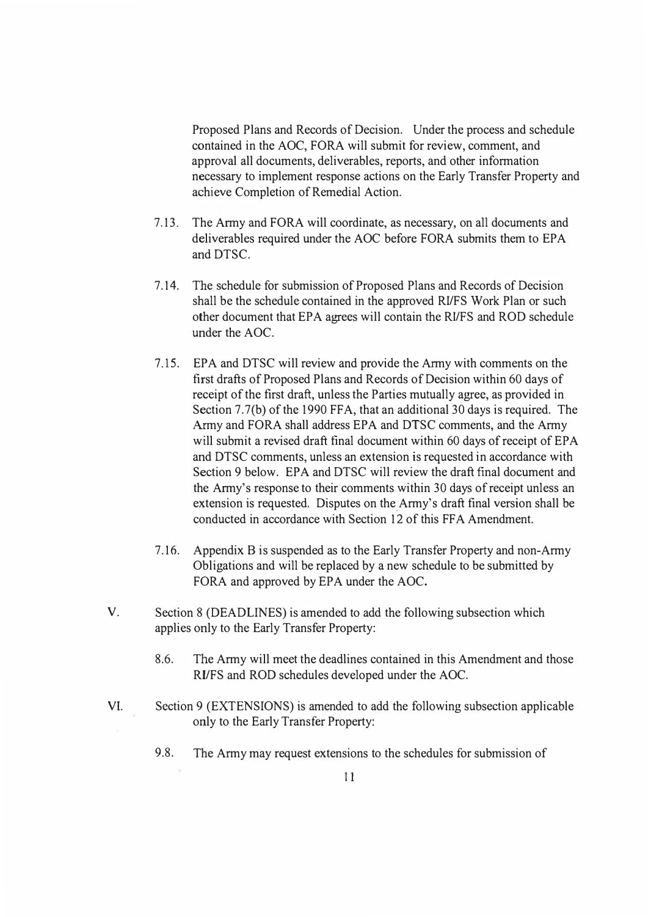Proposed Plans and Records of Decision. Under the process and schedule contained in the AOC, FORA will submit for review, comment, and approval all documents, deliverables, reports, and other information necessary to implement response actions on the Early Transfer Property and achieve Completion of Remedial Action.

7.13. The Army and FORA will coordinate, as necessary, on all documents and deliverables required under the AOC before FORA submits them to EPA and DTSC.

7.14. The schedule for submission of Proposed Plans and Records of Decision shall be the schedule contained in the approved RI/FS Work Plan or such other document that EPA agrees will contain the RI/FS and ROD schedule under the AOC.

7.15. EPA and DTSC will review and provide the Army with comments on the first drafts of Proposed Plans and Records of Decision within 60 days of receipt of the first draft, unless the Parties mutually agree, as provided in Section 7.7(b) of the 1990 FFA, that an additional 30 days is required. The Army and FORA shall address EPA and DTSC comments, and the Army will submit a revised draft final document within 60 days of receipt of EPA and DTSC comments, unless an extension is requested in accordance with Section 9 below. EPA and DTSC will review the draft final document and the Army's response to their comments within 30 days of receipt unless an extension is requested. Disputes on the Army's draft final version shall be conducted in accordance with Section 12 of this FFA Amendment.

7.16. Appendix B is suspended as to the Early Transfer Property and non-Army Obligations and will be replaced by a new schedule to be submitted by FORA and approved by EPA under the AOC.

V. Section 8 (DEADLINES) is amended to add the following subsection which applies only to the Early Transfer Property:

8.6. The Army will meet the deadlines contained in this Amendment and those RI/FS and ROD schedules developed under the AOC.

VI. Section 9 (EXTENSIONS) is amended to add the following subsection applicable only to the Early Transfer Property:

9.8. The Army may request extensions to the schedules for submission of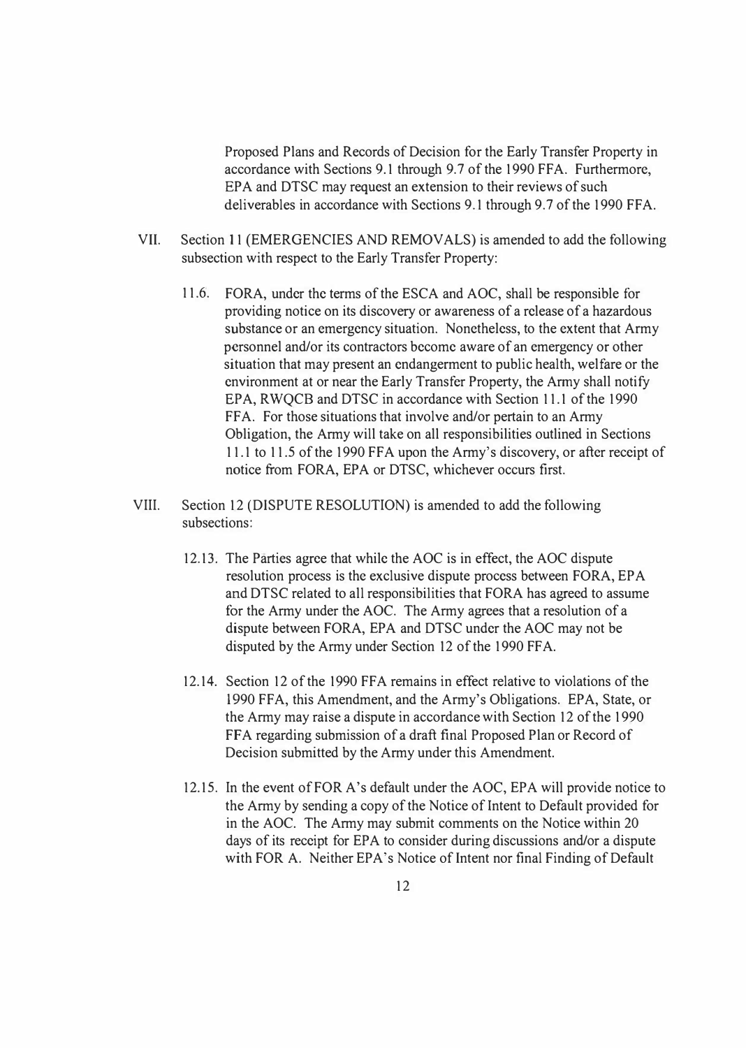Proposed Plans and Records of Decision for the Early Transfer Property in accordance with Sections 9.1 through 9.7 of the 1990 FFA. Furthermore, EPA and DTSC may request an extension to their reviews of such deliverables in accordance with Sections 9.1 through 9.7 of the 1990 FFA.

VII. Section 11 (EMERGENCIES AND REMOVALS) is amended to add the following subsection with respect to the Early Transfer Property:

> 11.6. FORA, under the terms of the ESCA and AOC, shall be responsible for providing notice on its discovery or awareness of a release of a hazardous substance or an emergency situation. Nonetheless, to the extent that Army personnel and/or its contractors become aware of an emergency or other situation that may present an endangerment to public health, welfare or the environment at or near the Early Transfer Property, the Army shall notify EPA, RWQCB and DTSC in accordance with Section 11.1 of the 1990 FFA. For those situations that involve and/or pertain to an Army Obligation, the Army will take on all responsibilities outlined in Sections 11.1 to 11.5 of the 1990 FFA upon the Army's discovery, or after receipt of notice from FORA, EPA or DTSC, whichever occurs first.

VIII. Section 12 (DISPUTE RESOLUTION) is amended to add the following subsections:

> 12.13. The Parties agree that while the AOC is in effect, the AOC dispute resolution process is the exclusive dispute process between FORA, EPA and DTSC related to all responsibilities that FORA has agreed to assume for the Army under the AOC. The Army agrees that a resolution of a dispute between FORA, EPA and DTSC under the AOC may not be disputed by the Army under Section 12 of the 1990 FFA.
>
> 12.14. Section 12 of the 1990 FFA remains in effect relative to violations of the 1990 FFA, this Amendment, and the Army's Obligations. EPA, State, or the Army may raise a dispute in accordance with Section 12 of the 1990 FFA regarding submission of a draft final Proposed Plan or Record of Decision submitted by the Army under this Amendment.
>
> 12.15. In the event of FORA's default under the AOC, EPA will provide notice to the Army by sending a copy of the Notice of Intent to Default provided for in the AOC. The Army may submit comments on the Notice within 20 days of its receipt for EPA to consider during discussions and/or a dispute with FORA. Neither EPA's Notice of Intent nor final Finding of Default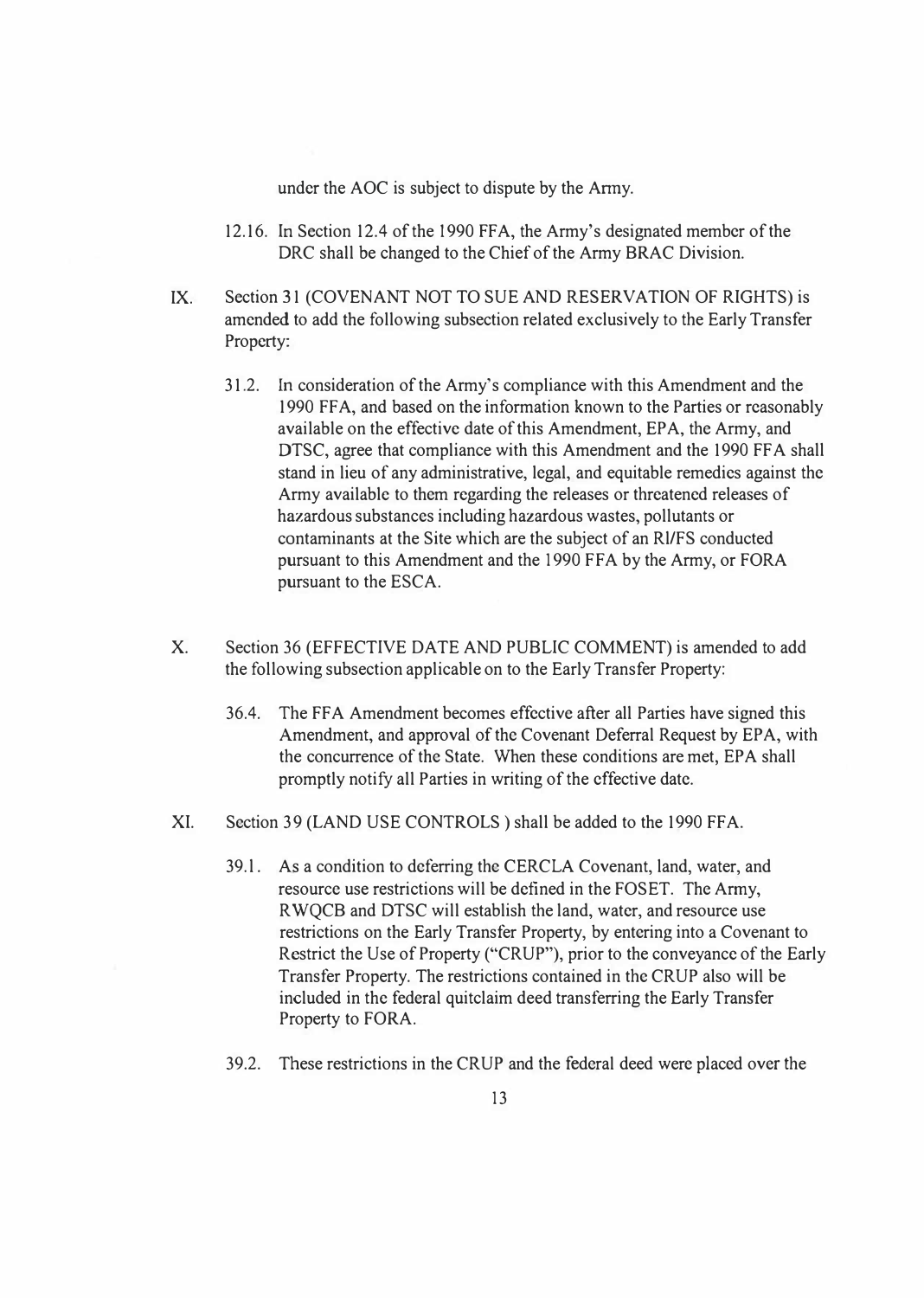under the AOC is subject to dispute by the Army.

12.16. In Section 12.4 of the 1990 FFA, the Army's designated member of the DRC shall be changed to the Chief of the Army BRAC Division.

IX. Section 31 (COVENANT NOT TO SUE AND RESERVATION OF RIGHTS) is amended to add the following subsection related exclusively to the Early Transfer Property:

31.2. In consideration of the Army's compliance with this Amendment and the 1990 FFA, and based on the information known to the Parties or reasonably available on the effective date of this Amendment, EPA, the Army, and DTSC, agree that compliance with this Amendment and the 1990 FFA shall stand in lieu of any administrative, legal, and equitable remedies against the Army available to them regarding the releases or threatened releases of hazardous substances including hazardous wastes, pollutants or contaminants at the Site which are the subject of an RI/FS conducted pursuant to this Amendment and the 1990 FFA by the Army, or FORA pursuant to the ESCA.

X. Section 36 (EFFECTIVE DATE AND PUBLIC COMMENT) is amended to add the following subsection applicable on to the Early Transfer Property:

36.4. The FFA Amendment becomes effective after all Parties have signed this Amendment, and approval of the Covenant Deferral Request by EPA, with the concurrence of the State. When these conditions are met, EPA shall promptly notify all Parties in writing of the effective date.

XI. Section 39 (LAND USE CONTROLS ) shall be added to the 1990 FFA.

39.1. As a condition to deferring the CERCLA Covenant, land, water, and resource use restrictions will be defined in the FOSET. The Army, RWQCB and DTSC will establish the land, water, and resource use restrictions on the Early Transfer Property, by entering into a Covenant to Restrict the Use of Property ("CRUP"), prior to the conveyance of the Early Transfer Property. The restrictions contained in the CRUP also will be included in the federal quitclaim deed transferring the Early Transfer Property to FORA.

39.2. These restrictions in the CRUP and the federal deed were placed over the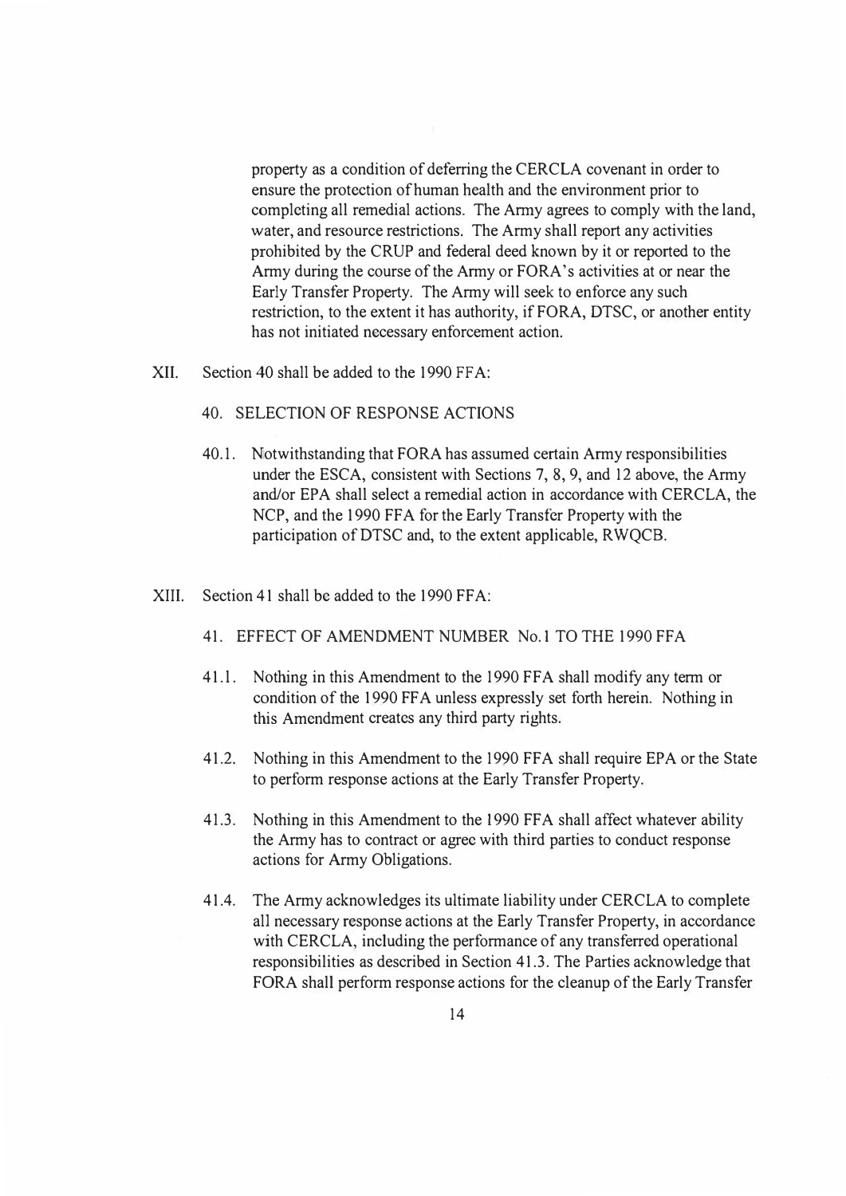property as a condition of deferring the CERCLA covenant in order to ensure the protection of human health and the environment prior to completing all remedial actions. The Army agrees to comply with the land, water, and resource restrictions. The Army shall report any activities prohibited by the CRUP and federal deed known by it or reported to the Army during the course of the Army or FORA's activities at or near the Early Transfer Property. The Army will seek to enforce any such restriction, to the extent it has authority, if FORA, DTSC, or another entity has not initiated necessary enforcement action.

XII. Section 40 shall be added to the 1990 FFA:

40. SELECTION OF RESPONSE ACTIONS

40.1. Notwithstanding that FORA has assumed certain Army responsibilities under the ESCA, consistent with Sections 7, 8, 9, and 12 above, the Army and/or EPA shall select a remedial action in accordance with CERCLA, the NCP, and the 1990 FFA for the Early Transfer Property with the participation of DTSC and, to the extent applicable, RWQCB.

XIII. Section 41 shall be added to the 1990 FFA:

41. EFFECT OF AMENDMENT NUMBER No.1 TO THE 1990 FFA

41.1. Nothing in this Amendment to the 1990 FFA shall modify any term or condition of the 1990 FFA unless expressly set forth herein. Nothing in this Amendment creates any third party rights.

41.2. Nothing in this Amendment to the 1990 FFA shall require EPA or the State to perform response actions at the Early Transfer Property.

41.3. Nothing in this Amendment to the 1990 FFA shall affect whatever ability the Army has to contract or agree with third parties to conduct response actions for Army Obligations.

41.4. The Army acknowledges its ultimate liability under CERCLA to complete all necessary response actions at the Early Transfer Property, in accordance with CERCLA, including the performance of any transferred operational responsibilities as described in Section 41.3. The Parties acknowledge that FORA shall perform response actions for the cleanup of the Early Transfer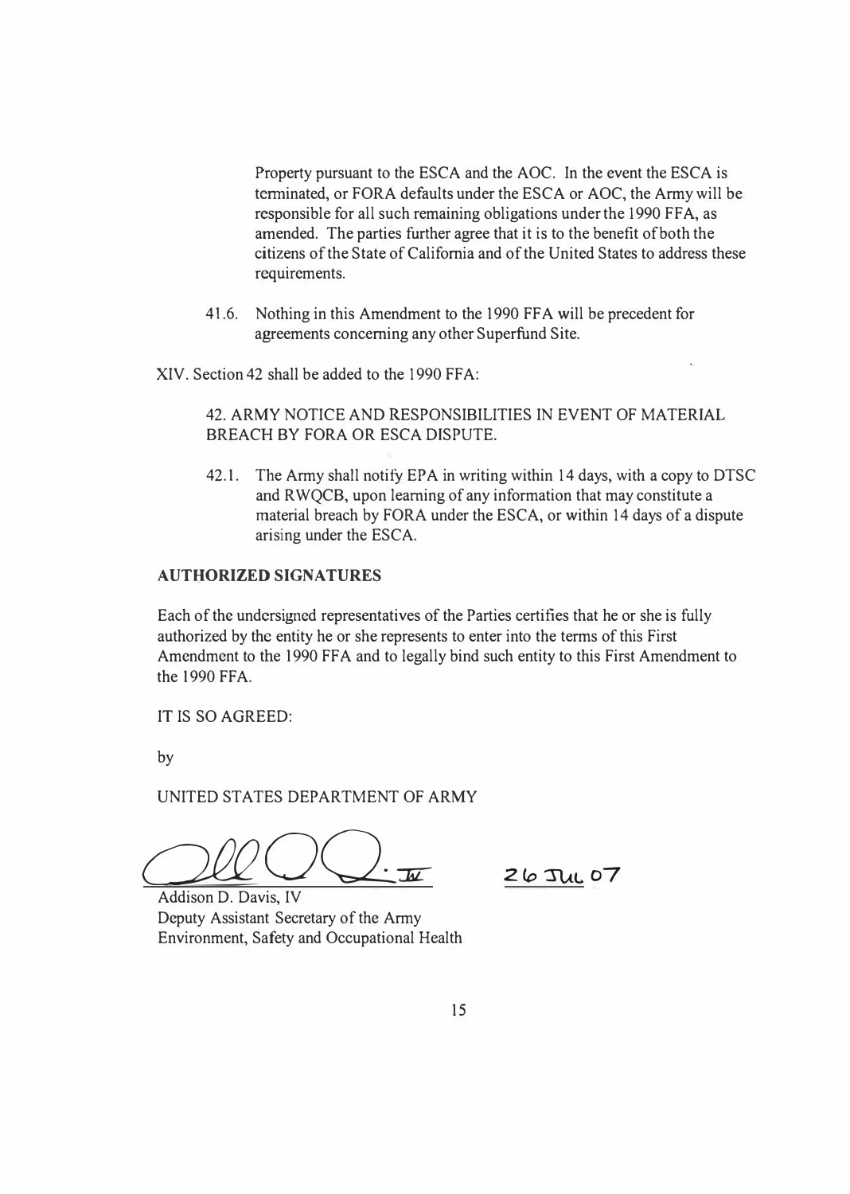Property pursuant to the ESCA and the AOC. In the event the ESCA is terminated, or FORA defaults under the ESCA or AOC, the Army will be responsible for all such remaining obligations under the 1990 FFA, as amended. The parties further agree that it is to the benefit of both the citizens of the State of California and of the United States to address these requirements.

41.6. Nothing in this Amendment to the 1990 FFA will be precedent for agreements concerning any other Superfund Site.

XIV. Section 42 shall be added to the 1990 FFA:

42. ARMY NOTICE AND RESPONSIBILITIES IN EVENT OF MATERIAL BREACH BY FORA OR ESCA DISPUTE.

42.1. The Army shall notify EPA in writing within 14 days, with a copy to DTSC and RWQCB, upon learning of any information that may constitute a material breach by FORA under the ESCA, or within 14 days of a dispute arising under the ESCA.

**AUTHORIZED SIGNATURES**

Each of the undersigned representatives of the Parties certifies that he or she is fully authorized by the entity he or she represents to enter into the terms of this First Amendment to the 1990 FFA and to legally bind such entity to this First Amendment to the 1990 FFA.

IT IS SO AGREED:

by

UNITED STATES DEPARTMENT OF ARMY

26 JUL 07

Addison D. Davis, IV
Deputy Assistant Secretary of the Army
Environment, Safety and Occupational Health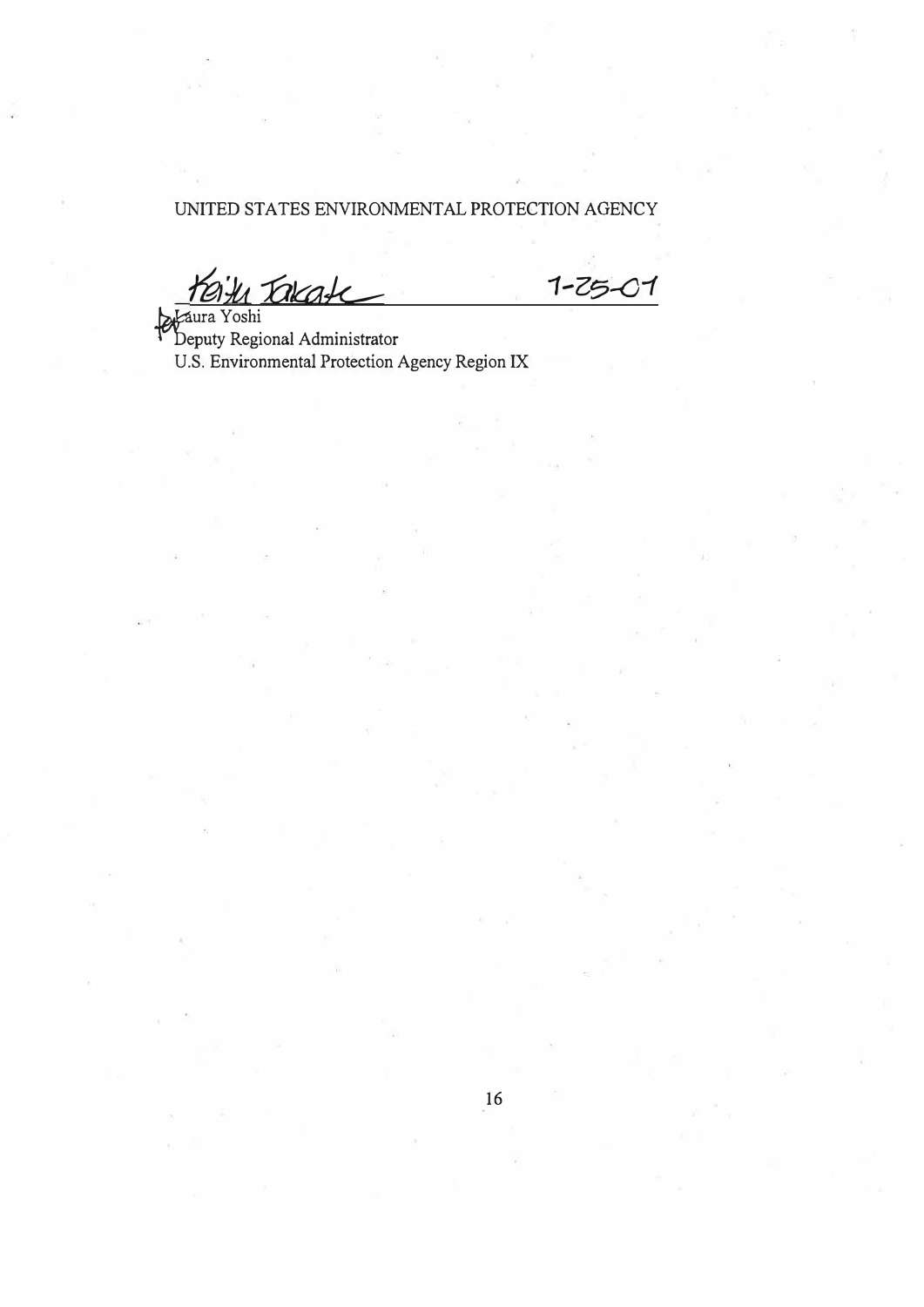UNITED STATES ENVIRONMENTAL PROTECTION AGENCY

Keith Takata (for) ______________________ 1-25-01

Laura Yoshi  
Deputy Regional Administrator  
U.S. Environmental Protection Agency Region IX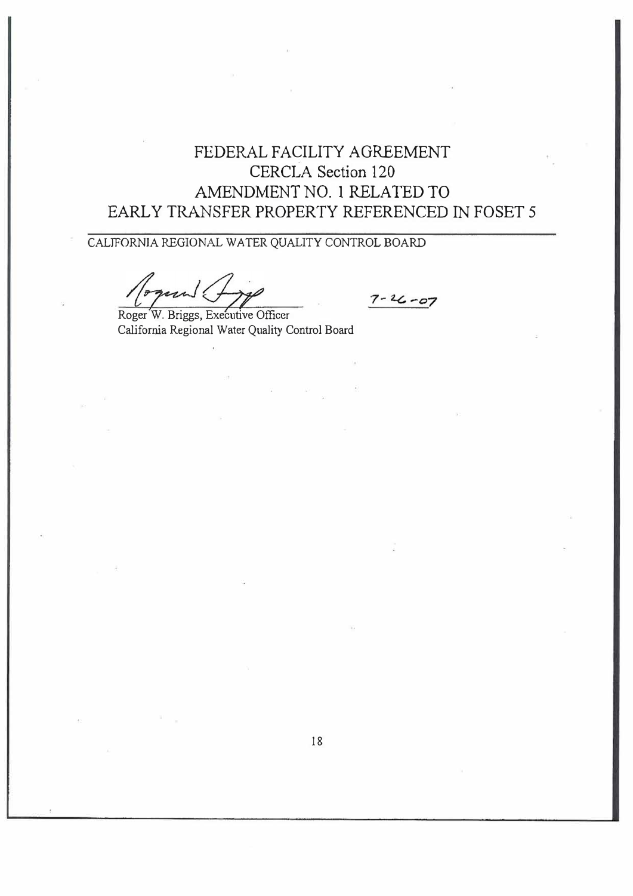# FEDERAL FACILITY AGREEMENT
## CERCLA Section 120
## AMENDMENT NO. 1 RELATED TO
## EARLY TRANSFER PROPERTY REFERENCED IN FOSET 5

CALIFORNIA REGIONAL WATER QUALITY CONTROL BOARD

Roger W. Briggs, Executive Officer
California Regional Water Quality Control Board

7-26-07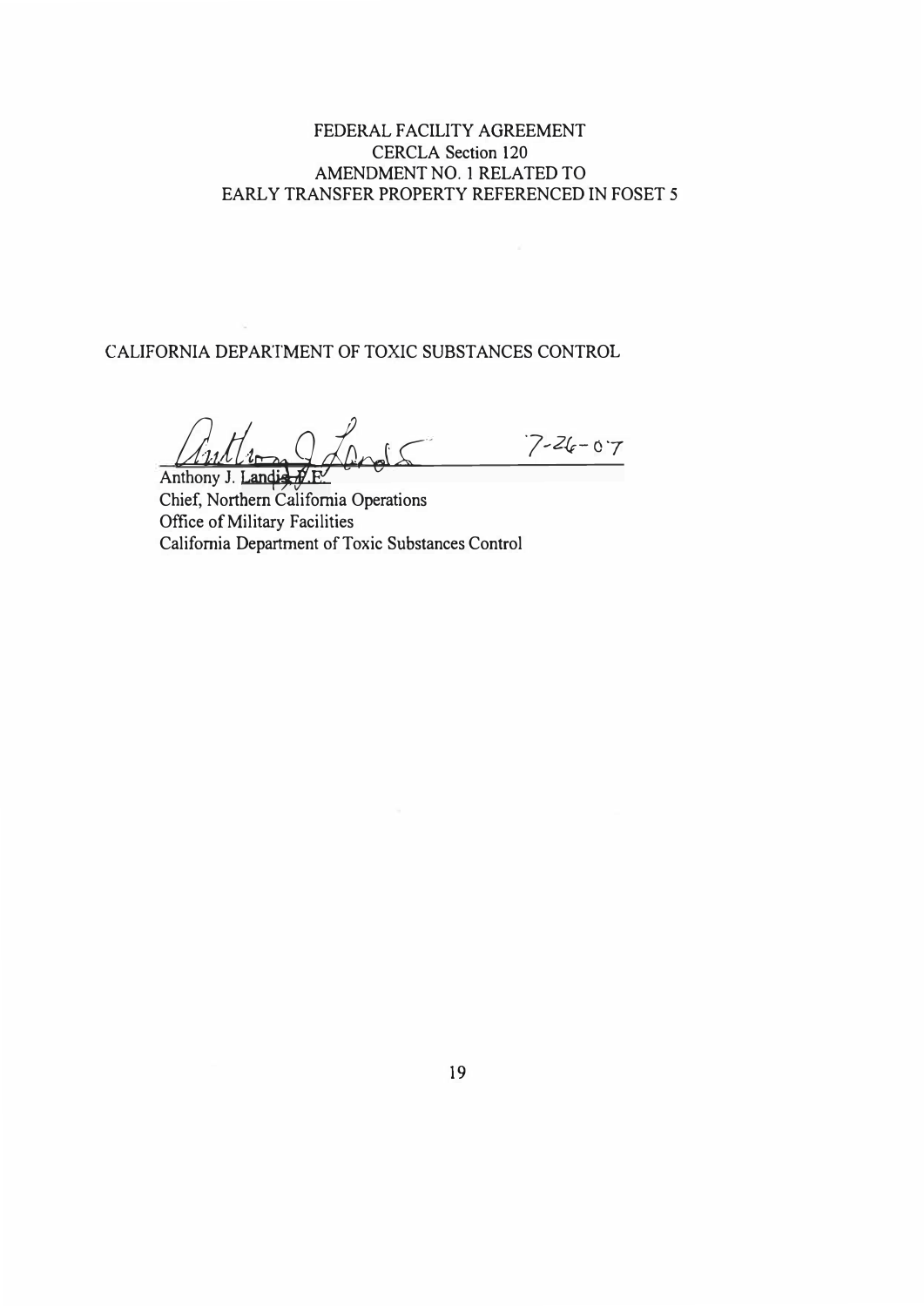FEDERAL FACILITY AGREEMENT
CERCLA Section 120
AMENDMENT NO. 1 RELATED TO
EARLY TRANSFER PROPERTY REFERENCED IN FOSET 5

CALIFORNIA DEPARTMENT OF TOXIC SUBSTANCES CONTROL

7-26-07

Anthony J. Landis, P.E.
Chief, Northern California Operations
Office of Military Facilities
California Department of Toxic Substances Control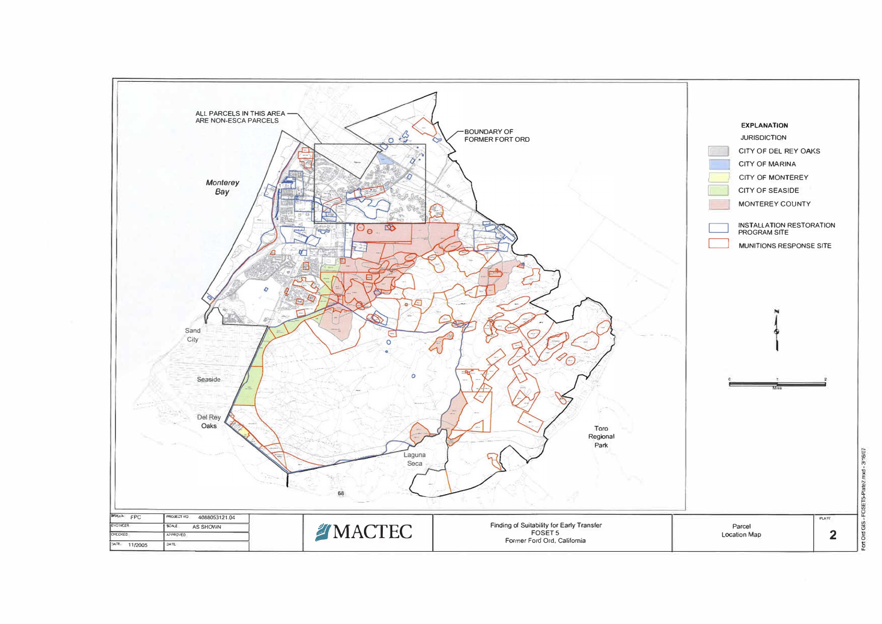ALL PARCELS IN THIS AREA ARE NON-ESCA PARCELS

BOUNDARY OF FORMER FORT ORD

Monterey Bay

Sand City

Seaside

Del Rey Oaks

Laguna Seca

Toro Regional Park

68

**EXPLANATION**

JURISDICTION

CITY OF DEL REY OAKS

CITY OF MARINA

CITY OF MONTEREY

CITY OF SEASIDE

MONTEREY COUNTY

INSTALLATION RESTORATION PROGRAM SITE

MUNITIONS RESPONSE SITE

0 1 2

Miles

| | | | | | |
|---|---|---|---|---|---|
| DRAWN: FPC | PROJECT NO: 4088053121.04 | MACTEC | Finding of Suitability for Early Transfer FOSET 5 Former Ford Ord, California | Parcel Location Map | PLATE 2 |
| ENGINEER: | SCALE: AS SHOWN | | | | |
| CHECKED: | APPROVED: | | | | |
| DATE: 11/2005 | DATE: | | | | |

Fort Ord GIS - FOSET5-Plate2.mxd - 3/16/07